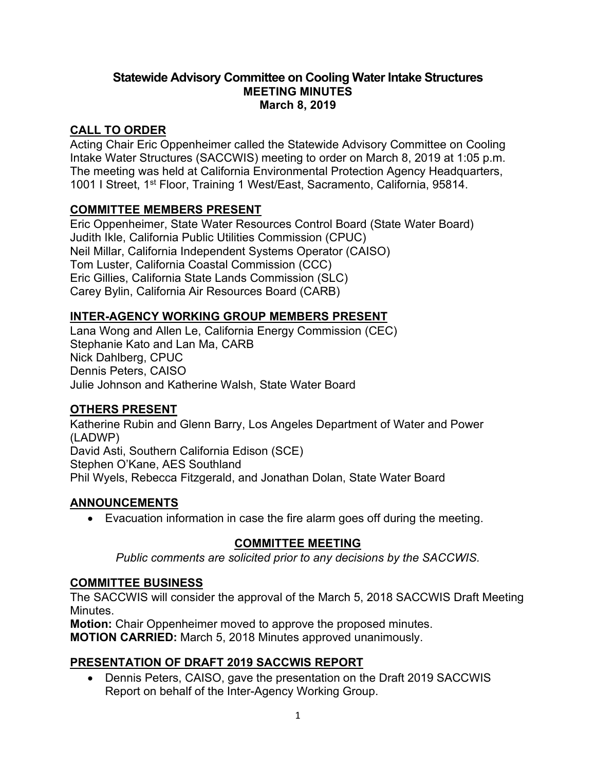# Statewide Advisory Committee on Cooling Water Intake Structures
## MEETING MINUTES
## March 8, 2019

## CALL TO ORDER

Acting Chair Eric Oppenheimer called the Statewide Advisory Committee on Cooling Intake Water Structures (SACCWIS) meeting to order on March 8, 2019 at 1:05 p.m. The meeting was held at California Environmental Protection Agency Headquarters, 1001 I Street, 1st Floor, Training 1 West/East, Sacramento, California, 95814.

## COMMITTEE MEMBERS PRESENT

Eric Oppenheimer, State Water Resources Control Board (State Water Board)
Judith Ikle, California Public Utilities Commission (CPUC)
Neil Millar, California Independent Systems Operator (CAISO)
Tom Luster, California Coastal Commission (CCC)
Eric Gillies, California State Lands Commission (SLC)
Carey Bylin, California Air Resources Board (CARB)

## INTER-AGENCY WORKING GROUP MEMBERS PRESENT

Lana Wong and Allen Le, California Energy Commission (CEC)
Stephanie Kato and Lan Ma, CARB
Nick Dahlberg, CPUC
Dennis Peters, CAISO
Julie Johnson and Katherine Walsh, State Water Board

## OTHERS PRESENT

Katherine Rubin and Glenn Barry, Los Angeles Department of Water and Power (LADWP)
David Asti, Southern California Edison (SCE)
Stephen O'Kane, AES Southland
Phil Wyels, Rebecca Fitzgerald, and Jonathan Dolan, State Water Board

## ANNOUNCEMENTS

- Evacuation information in case the fire alarm goes off during the meeting.

## COMMITTEE MEETING

*Public comments are solicited prior to any decisions by the SACCWIS.*

## COMMITTEE BUSINESS

The SACCWIS will consider the approval of the March 5, 2018 SACCWIS Draft Meeting Minutes.

**Motion:** Chair Oppenheimer moved to approve the proposed minutes.
**MOTION CARRIED:** March 5, 2018 Minutes approved unanimously.

## PRESENTATION OF DRAFT 2019 SACCWIS REPORT

- Dennis Peters, CAISO, gave the presentation on the Draft 2019 SACCWIS Report on behalf of the Inter-Agency Working Group.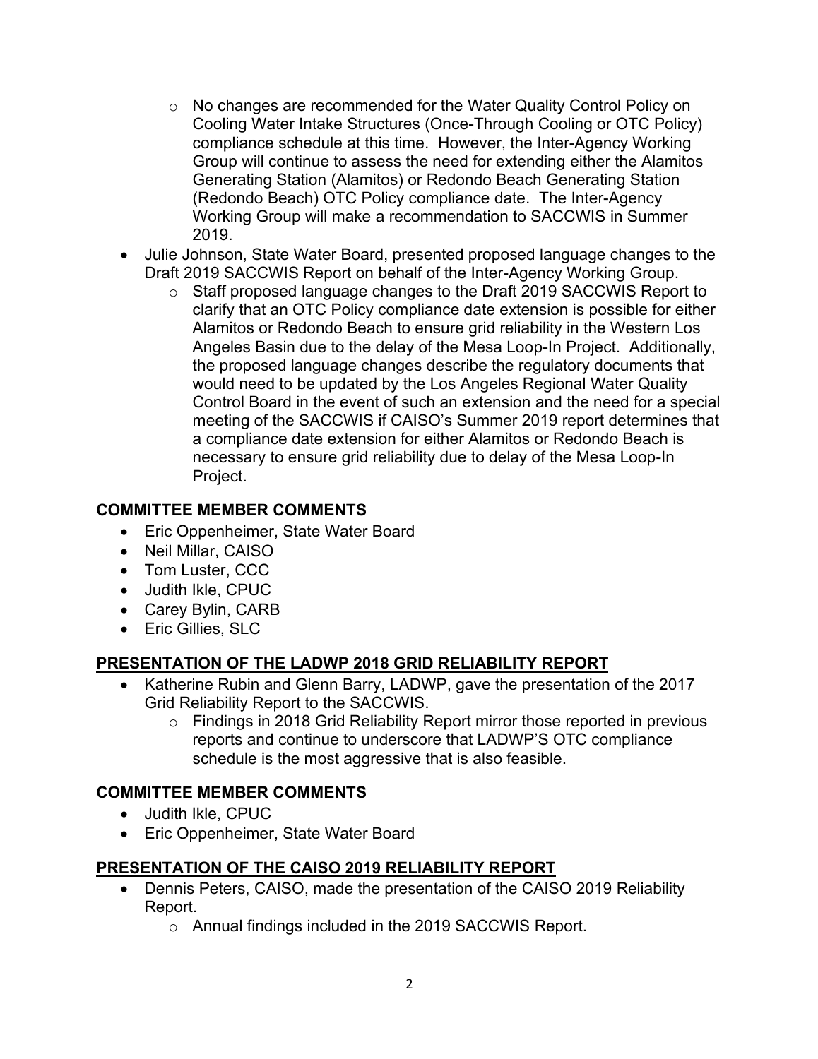- No changes are recommended for the Water Quality Control Policy on Cooling Water Intake Structures (Once-Through Cooling or OTC Policy) compliance schedule at this time. However, the Inter-Agency Working Group will continue to assess the need for extending either the Alamitos Generating Station (Alamitos) or Redondo Beach Generating Station (Redondo Beach) OTC Policy compliance date. The Inter-Agency Working Group will make a recommendation to SACCWIS in Summer 2019.
- Julie Johnson, State Water Board, presented proposed language changes to the Draft 2019 SACCWIS Report on behalf of the Inter-Agency Working Group.
    - Staff proposed language changes to the Draft 2019 SACCWIS Report to clarify that an OTC Policy compliance date extension is possible for either Alamitos or Redondo Beach to ensure grid reliability in the Western Los Angeles Basin due to the delay of the Mesa Loop-In Project. Additionally, the proposed language changes describe the regulatory documents that would need to be updated by the Los Angeles Regional Water Quality Control Board in the event of such an extension and the need for a special meeting of the SACCWIS if CAISO's Summer 2019 report determines that a compliance date extension for either Alamitos or Redondo Beach is necessary to ensure grid reliability due to delay of the Mesa Loop-In Project.

## COMMITTEE MEMBER COMMENTS

- Eric Oppenheimer, State Water Board
- Neil Millar, CAISO
- Tom Luster, CCC
- Judith Ikle, CPUC
- Carey Bylin, CARB
- Eric Gillies, SLC

## PRESENTATION OF THE LADWP 2018 GRID RELIABILITY REPORT

- Katherine Rubin and Glenn Barry, LADWP, gave the presentation of the 2017 Grid Reliability Report to the SACCWIS.
    - Findings in 2018 Grid Reliability Report mirror those reported in previous reports and continue to underscore that LADWP'S OTC compliance schedule is the most aggressive that is also feasible.

## COMMITTEE MEMBER COMMENTS

- Judith Ikle, CPUC
- Eric Oppenheimer, State Water Board

## PRESENTATION OF THE CAISO 2019 RELIABILITY REPORT

- Dennis Peters, CAISO, made the presentation of the CAISO 2019 Reliability Report.
    - Annual findings included in the 2019 SACCWIS Report.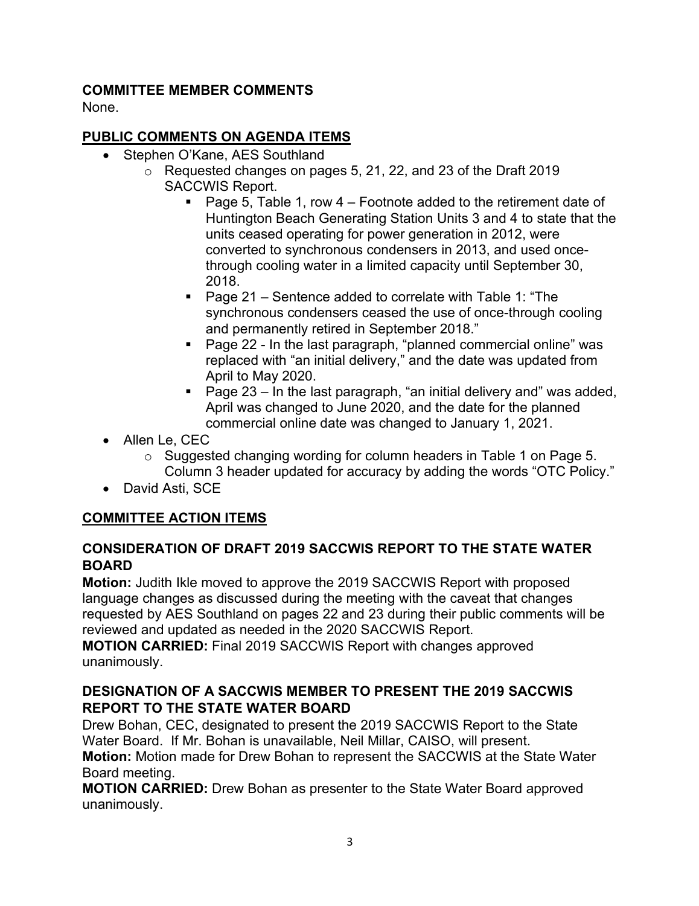## COMMITTEE MEMBER COMMENTS

None.

## PUBLIC COMMENTS ON AGENDA ITEMS

- Stephen O'Kane, AES Southland
    - Requested changes on pages 5, 21, 22, and 23 of the Draft 2019 SACCWIS Report.
        - Page 5, Table 1, row 4 – Footnote added to the retirement date of Huntington Beach Generating Station Units 3 and 4 to state that the units ceased operating for power generation in 2012, were converted to synchronous condensers in 2013, and used once-through cooling water in a limited capacity until September 30, 2018.
        - Page 21 – Sentence added to correlate with Table 1: "The synchronous condensers ceased the use of once-through cooling and permanently retired in September 2018."
        - Page 22 - In the last paragraph, "planned commercial online" was replaced with "an initial delivery," and the date was updated from April to May 2020.
        - Page 23 – In the last paragraph, "an initial delivery and" was added, April was changed to June 2020, and the date for the planned commercial online date was changed to January 1, 2021.
- Allen Le, CEC
    - Suggested changing wording for column headers in Table 1 on Page 5. Column 3 header updated for accuracy by adding the words "OTC Policy."
- David Asti, SCE

## COMMITTEE ACTION ITEMS

### CONSIDERATION OF DRAFT 2019 SACCWIS REPORT TO THE STATE WATER BOARD

**Motion:** Judith Ikle moved to approve the 2019 SACCWIS Report with proposed language changes as discussed during the meeting with the caveat that changes requested by AES Southland on pages 22 and 23 during their public comments will be reviewed and updated as needed in the 2020 SACCWIS Report.

**MOTION CARRIED:** Final 2019 SACCWIS Report with changes approved unanimously.

### DESIGNATION OF A SACCWIS MEMBER TO PRESENT THE 2019 SACCWIS REPORT TO THE STATE WATER BOARD

Drew Bohan, CEC, designated to present the 2019 SACCWIS Report to the State Water Board. If Mr. Bohan is unavailable, Neil Millar, CAISO, will present.

**Motion:** Motion made for Drew Bohan to represent the SACCWIS at the State Water Board meeting.

**MOTION CARRIED:** Drew Bohan as presenter to the State Water Board approved unanimously.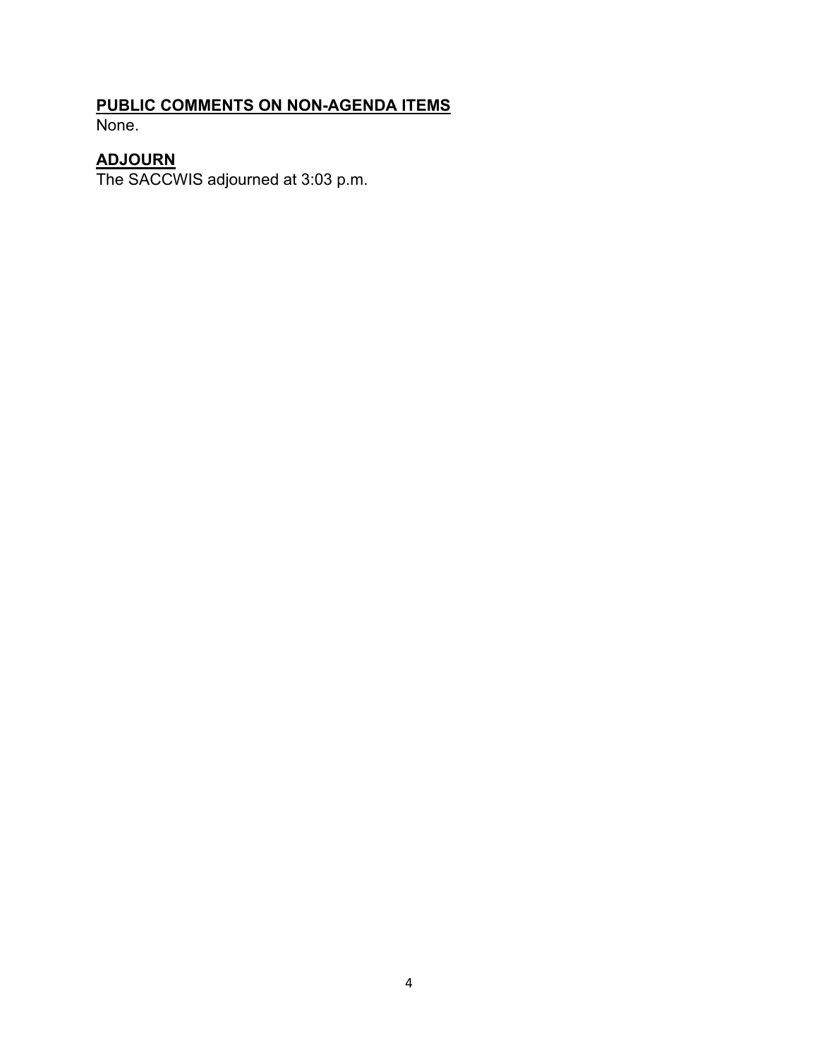**PUBLIC COMMENTS ON NON-AGENDA ITEMS**

None.

**ADJOURN**

The SACCWIS adjourned at 3:03 p.m.